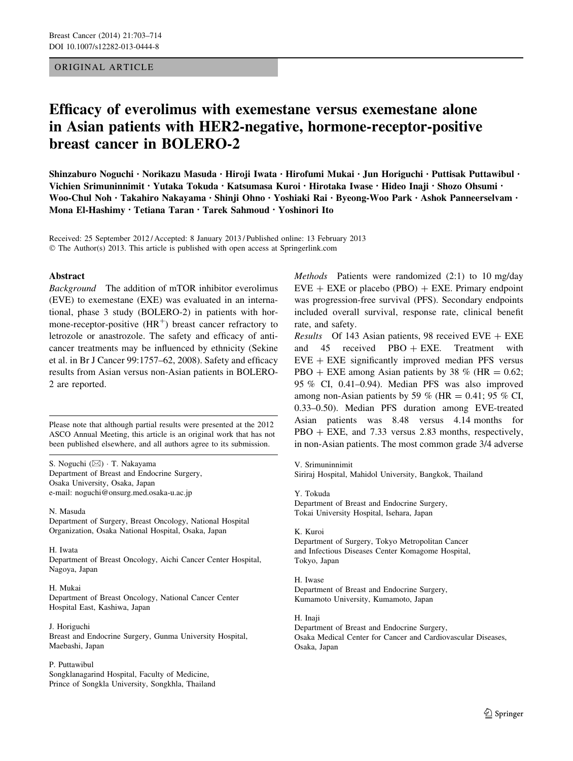ORIGINAL ARTICLE

# Efficacy of everolimus with exemestane versus exemestane alone in Asian patients with HER2-negative, hormone-receptor-positive breast cancer in BOLERO-2

**Shinzaburo Noguchi · Norikazu Masuda · Hiroji Iwata · Hirofumi Mukai · Jun Horiguchi · Puttisak Puttawibul · Vichien Srimuninnimit · Yutaka Tokuda · Katsumasa Kuroi · Hirotaka Iwase · Hideo Inaji · Shozo Ohsumi · Woo-Chul Noh · Takahiro Nakayama · Shinji Ohno · Yoshiaki Rai · Byeong-Woo Park · Ashok Panneerselvam · Mona El-Hashimy · Tetiana Taran · Tarek Sahmoud · Yoshinori Ito**

Received: 25 September 2012 / Accepted: 8 January 2013 / Published online: 13 February 2013
© The Author(s) 2013. This article is published with open access at Springerlink.com

## Abstract

*Background* The addition of mTOR inhibitor everolimus (EVE) to exemestane (EXE) was evaluated in an international, phase 3 study (BOLERO-2) in patients with hormone-receptor-positive ($HR^+$) breast cancer refractory to letrozole or anastrozole. The safety and efficacy of anticancer treatments may be influenced by ethnicity (Sekine et al. in Br J Cancer 99:1757–62, 2008). Safety and efficacy results from Asian versus non-Asian patients in BOLERO-2 are reported.

*Methods* Patients were randomized (2:1) to 10 mg/day EVE + EXE or placebo (PBO) + EXE. Primary endpoint was progression-free survival (PFS). Secondary endpoints included overall survival, response rate, clinical benefit rate, and safety.

*Results* Of 143 Asian patients, 98 received EVE + EXE and 45 received PBO + EXE. Treatment with EVE + EXE significantly improved median PFS versus PBO + EXE among Asian patients by 38 % (HR = 0.62; 95 % CI, 0.41–0.94). Median PFS was also improved among non-Asian patients by 59 % (HR = 0.41; 95 % CI, 0.33–0.50). Median PFS duration among EVE-treated Asian patients was 8.48 versus 4.14 months for PBO + EXE, and 7.33 versus 2.83 months, respectively, in non-Asian patients. The most common grade 3/4 adverse

Please note that although partial results were presented at the 2012 ASCO Annual Meeting, this article is an original work that has not been published elsewhere, and all authors agree to its submission.

S. Noguchi (✉) · T. Nakayama
Department of Breast and Endocrine Surgery,
Osaka University, Osaka, Japan
e-mail: noguchi@onsurg.med.osaka-u.ac.jp

N. Masuda
Department of Surgery, Breast Oncology, National Hospital
Organization, Osaka National Hospital, Osaka, Japan

H. Iwata
Department of Breast Oncology, Aichi Cancer Center Hospital,
Nagoya, Japan

H. Mukai
Department of Breast Oncology, National Cancer Center
Hospital East, Kashiwa, Japan

J. Horiguchi
Breast and Endocrine Surgery, Gunma University Hospital,
Maebashi, Japan

P. Puttawibul
Songklanagarind Hospital, Faculty of Medicine,
Prince of Songkla University, Songkhla, Thailand

V. Srimuninnimit
Siriraj Hospital, Mahidol University, Bangkok, Thailand

Y. Tokuda
Department of Breast and Endocrine Surgery,
Tokai University Hospital, Isehara, Japan

K. Kuroi
Department of Surgery, Tokyo Metropolitan Cancer
and Infectious Diseases Center Komagome Hospital,
Tokyo, Japan

H. Iwase
Department of Breast and Endocrine Surgery,
Kumamoto University, Kumamoto, Japan

H. Inaji
Department of Breast and Endocrine Surgery,
Osaka Medical Center for Cancer and Cardiovascular Diseases,
Osaka, Japan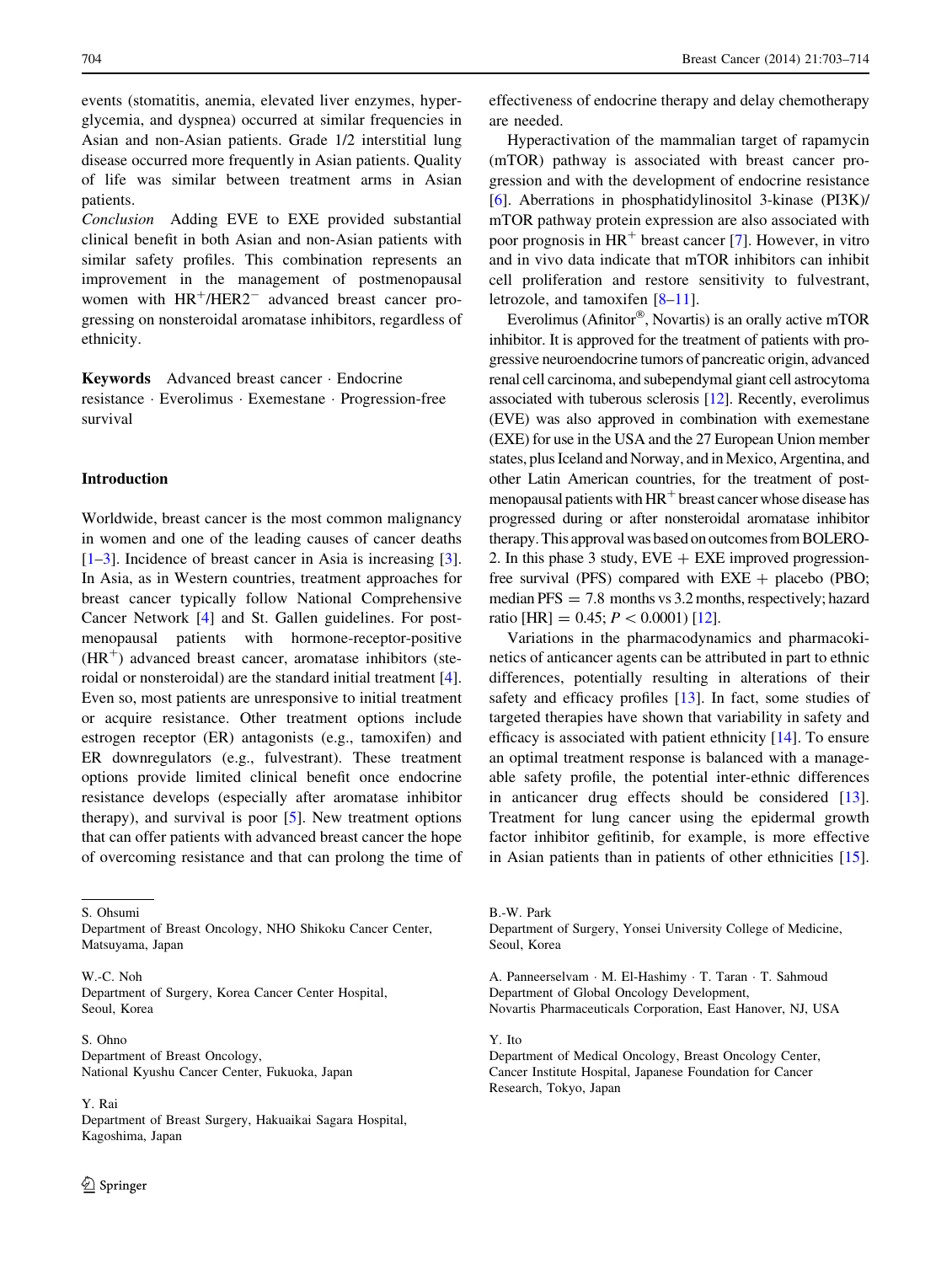events (stomatitis, anemia, elevated liver enzymes, hyperglycemia, and dyspnea) occurred at similar frequencies in Asian and non-Asian patients. Grade 1/2 interstitial lung disease occurred more frequently in Asian patients. Quality of life was similar between treatment arms in Asian patients.

*Conclusion* Adding EVE to EXE provided substantial clinical benefit in both Asian and non-Asian patients with similar safety profiles. This combination represents an improvement in the management of postmenopausal women with $HR^+$/$HER2^-$ advanced breast cancer progressing on nonsteroidal aromatase inhibitors, regardless of ethnicity.

**Keywords** Advanced breast cancer · Endocrine resistance · Everolimus · Exemestane · Progression-free survival

## Introduction

Worldwide, breast cancer is the most common malignancy in women and one of the leading causes of cancer deaths [1–3]. Incidence of breast cancer in Asia is increasing [3]. In Asia, as in Western countries, treatment approaches for breast cancer typically follow National Comprehensive Cancer Network [4] and St. Gallen guidelines. For postmenopausal patients with hormone-receptor-positive ($HR^+$) advanced breast cancer, aromatase inhibitors (steroidal or nonsteroidal) are the standard initial treatment [4]. Even so, most patients are unresponsive to initial treatment or acquire resistance. Other treatment options include estrogen receptor (ER) antagonists (e.g., tamoxifen) and ER downregulators (e.g., fulvestrant). These treatment options provide limited clinical benefit once endocrine resistance develops (especially after aromatase inhibitor therapy), and survival is poor [5]. New treatment options that can offer patients with advanced breast cancer the hope of overcoming resistance and that can prolong the time of effectiveness of endocrine therapy and delay chemotherapy are needed.

Hyperactivation of the mammalian target of rapamycin (mTOR) pathway is associated with breast cancer progression and with the development of endocrine resistance [6]. Aberrations in phosphatidylinositol 3-kinase (PI3K)/mTOR pathway protein expression are also associated with poor prognosis in $HR^+$ breast cancer [7]. However, in vitro and in vivo data indicate that mTOR inhibitors can inhibit cell proliferation and restore sensitivity to fulvestrant, letrozole, and tamoxifen [8–11].

Everolimus (Afinitor®, Novartis) is an orally active mTOR inhibitor. It is approved for the treatment of patients with progressive neuroendocrine tumors of pancreatic origin, advanced renal cell carcinoma, and subependymal giant cell astrocytoma associated with tuberous sclerosis [12]. Recently, everolimus (EVE) was also approved in combination with exemestane (EXE) for use in the USA and the 27 European Union member states, plus Iceland and Norway, and in Mexico, Argentina, and other Latin American countries, for the treatment of postmenopausal patients with $HR^+$ breast cancer whose disease has progressed during or after nonsteroidal aromatase inhibitor therapy. This approval was based on outcomes from BOLERO-2. In this phase 3 study, EVE + EXE improved progression-free survival (PFS) compared with EXE + placebo (PBO; median PFS = 7.8 months vs 3.2 months, respectively; hazard ratio [HR] = 0.45; $P < 0.0001$) [12].

Variations in the pharmacodynamics and pharmacokinetics of anticancer agents can be attributed in part to ethnic differences, potentially resulting in alterations of their safety and efficacy profiles [13]. In fact, some studies of targeted therapies have shown that variability in safety and efficacy is associated with patient ethnicity [14]. To ensure an optimal treatment response is balanced with a manageable safety profile, the potential inter-ethnic differences in anticancer drug effects should be considered [13]. Treatment for lung cancer using the epidermal growth factor inhibitor gefitinib, for example, is more effective in Asian patients than in patients of other ethnicities [15].

---

S. Ohsumi
Department of Breast Oncology, NHO Shikoku Cancer Center, Matsuyama, Japan

W.-C. Noh
Department of Surgery, Korea Cancer Center Hospital, Seoul, Korea

S. Ohno
Department of Breast Oncology, National Kyushu Cancer Center, Fukuoka, Japan

Y. Rai
Department of Breast Surgery, Hakuaikai Sagara Hospital, Kagoshima, Japan

B.-W. Park
Department of Surgery, Yonsei University College of Medicine, Seoul, Korea

A. Panneerselvam · M. El-Hashimy · T. Taran · T. Sahmoud
Department of Global Oncology Development, Novartis Pharmaceuticals Corporation, East Hanover, NJ, USA

Y. Ito
Department of Medical Oncology, Breast Oncology Center, Cancer Institute Hospital, Japanese Foundation for Cancer Research, Tokyo, Japan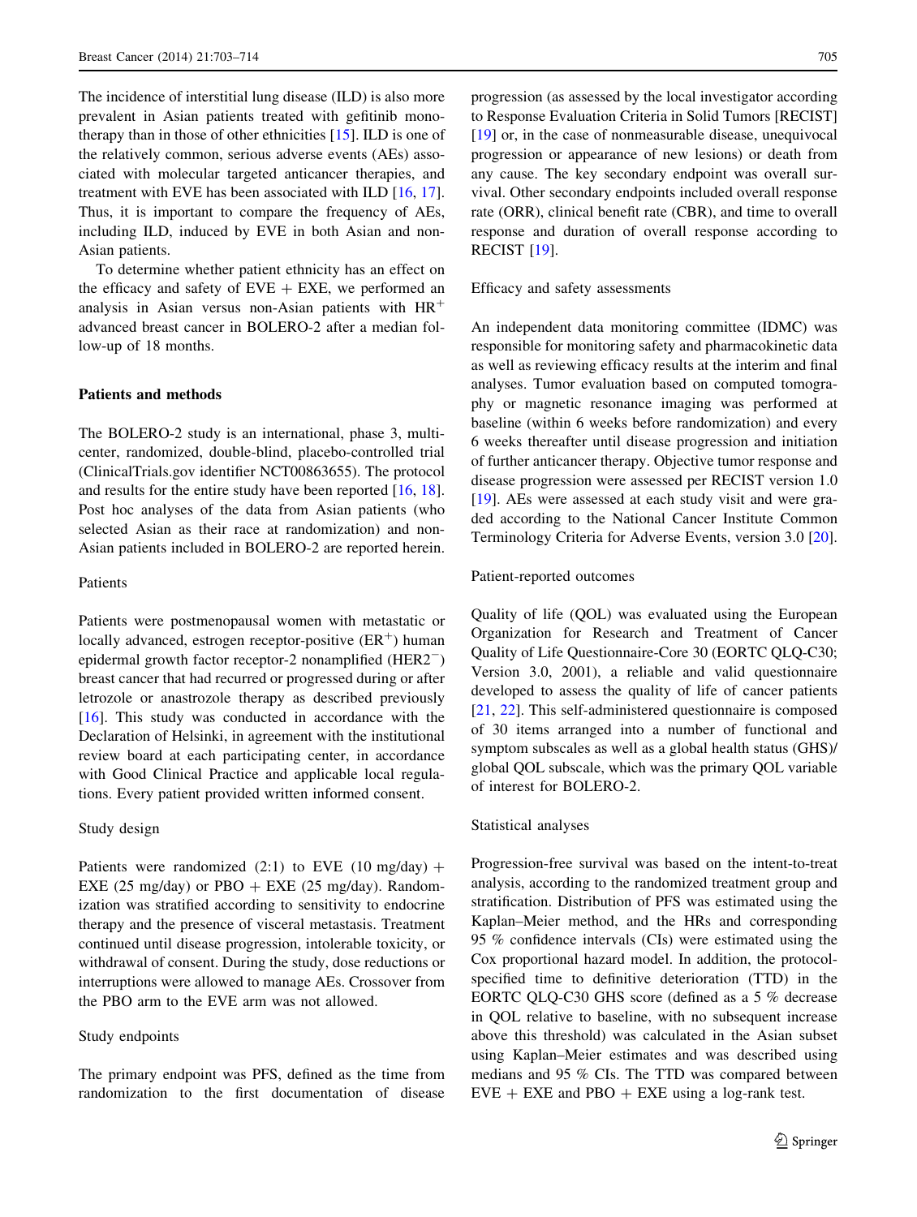The incidence of interstitial lung disease (ILD) is also more prevalent in Asian patients treated with gefitinib monotherapy than in those of other ethnicities [15]. ILD is one of the relatively common, serious adverse events (AEs) associated with molecular targeted anticancer therapies, and treatment with EVE has been associated with ILD [16, 17]. Thus, it is important to compare the frequency of AEs, including ILD, induced by EVE in both Asian and non-Asian patients.

To determine whether patient ethnicity has an effect on the efficacy and safety of EVE + EXE, we performed an analysis in Asian versus non-Asian patients with $HR^+$ advanced breast cancer in BOLERO-2 after a median follow-up of 18 months.

## Patients and methods

The BOLERO-2 study is an international, phase 3, multicenter, randomized, double-blind, placebo-controlled trial (ClinicalTrials.gov identifier NCT00863655). The protocol and results for the entire study have been reported [16, 18]. Post hoc analyses of the data from Asian patients (who selected Asian as their race at randomization) and non-Asian patients included in BOLERO-2 are reported herein.

### Patients

Patients were postmenopausal women with metastatic or locally advanced, estrogen receptor-positive ($ER^+$) human epidermal growth factor receptor-2 nonamplified ($HER2^-$) breast cancer that had recurred or progressed during or after letrozole or anastrozole therapy as described previously [16]. This study was conducted in accordance with the Declaration of Helsinki, in agreement with the institutional review board at each participating center, in accordance with Good Clinical Practice and applicable local regulations. Every patient provided written informed consent.

### Study design

Patients were randomized (2:1) to EVE (10 mg/day) + EXE (25 mg/day) or PBO + EXE (25 mg/day). Randomization was stratified according to sensitivity to endocrine therapy and the presence of visceral metastasis. Treatment continued until disease progression, intolerable toxicity, or withdrawal of consent. During the study, dose reductions or interruptions were allowed to manage AEs. Crossover from the PBO arm to the EVE arm was not allowed.

### Study endpoints

The primary endpoint was PFS, defined as the time from randomization to the first documentation of disease progression (as assessed by the local investigator according to Response Evaluation Criteria in Solid Tumors [RECIST] [19] or, in the case of nonmeasurable disease, unequivocal progression or appearance of new lesions) or death from any cause. The key secondary endpoint was overall survival. Other secondary endpoints included overall response rate (ORR), clinical benefit rate (CBR), and time to overall response and duration of overall response according to RECIST [19].

### Efficacy and safety assessments

An independent data monitoring committee (IDMC) was responsible for monitoring safety and pharmacokinetic data as well as reviewing efficacy results at the interim and final analyses. Tumor evaluation based on computed tomography or magnetic resonance imaging was performed at baseline (within 6 weeks before randomization) and every 6 weeks thereafter until disease progression and initiation of further anticancer therapy. Objective tumor response and disease progression were assessed per RECIST version 1.0 [19]. AEs were assessed at each study visit and were graded according to the National Cancer Institute Common Terminology Criteria for Adverse Events, version 3.0 [20].

### Patient-reported outcomes

Quality of life (QOL) was evaluated using the European Organization for Research and Treatment of Cancer Quality of Life Questionnaire-Core 30 (EORTC QLQ-C30; Version 3.0, 2001), a reliable and valid questionnaire developed to assess the quality of life of cancer patients [21, 22]. This self-administered questionnaire is composed of 30 items arranged into a number of functional and symptom subscales as well as a global health status (GHS)/global QOL subscale, which was the primary QOL variable of interest for BOLERO-2.

### Statistical analyses

Progression-free survival was based on the intent-to-treat analysis, according to the randomized treatment group and stratification. Distribution of PFS was estimated using the Kaplan–Meier method, and the HRs and corresponding 95 % confidence intervals (CIs) were estimated using the Cox proportional hazard model. In addition, the protocol-specified time to definitive deterioration (TTD) in the EORTC QLQ-C30 GHS score (defined as a 5 % decrease in QOL relative to baseline, with no subsequent increase above this threshold) was calculated in the Asian subset using Kaplan–Meier estimates and was described using medians and 95 % CIs. The TTD was compared between EVE + EXE and PBO + EXE using a log-rank test.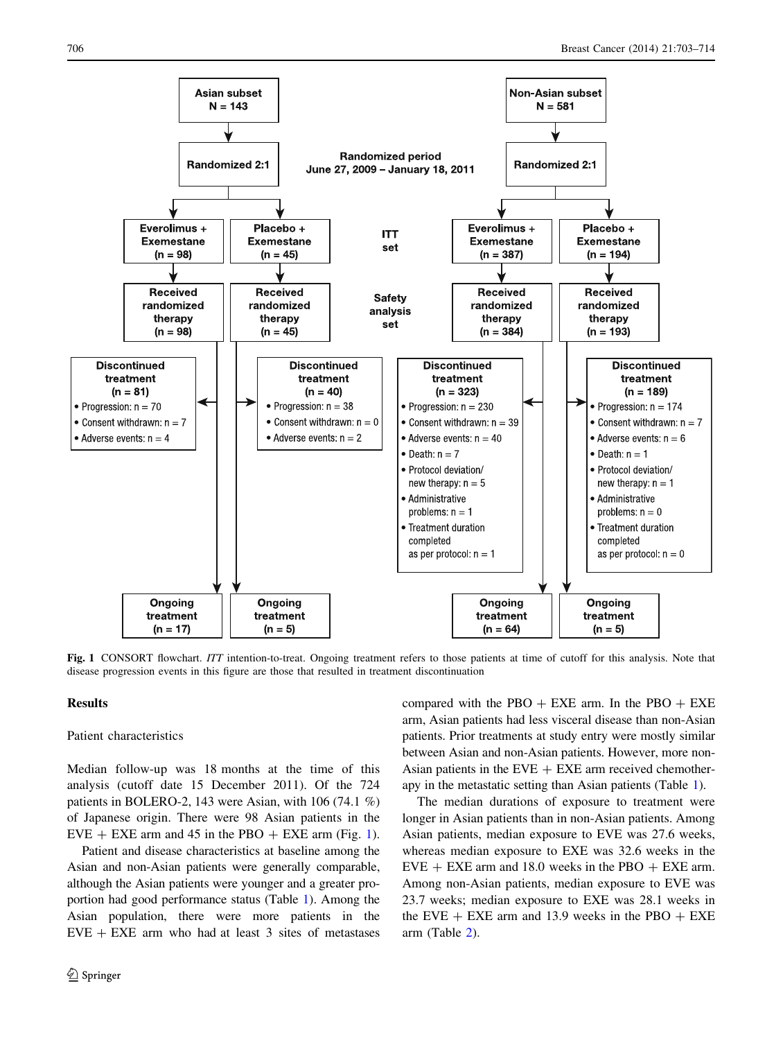**Asian subset**
N = 143

→ Randomized 2:1

**Non-Asian subset**
N = 581

→ Randomized 2:1

Randomized period
June 27, 2009 – January 18, 2011

| | Asian: Everolimus + Exemestane | Asian: Placebo + Exemestane | | Non-Asian: Everolimus + Exemestane | Non-Asian: Placebo + Exemestane |
|---|---|---|---|---|---|
| ITT set | (n = 98) | (n = 45) | | (n = 387) | (n = 194) |
| Safety analysis set: Received randomized therapy | (n = 98) | (n = 45) | | (n = 384) | (n = 193) |
| Discontinued treatment | (n = 81) | (n = 40) | | (n = 323) | (n = 189) |
| • Progression | n = 70 | n = 38 | | n = 230 | n = 174 |
| • Consent withdrawn | n = 7 | n = 0 | | n = 39 | n = 7 |
| • Adverse events | n = 4 | n = 2 | | n = 40 | n = 6 |
| • Death | | | | n = 7 | n = 1 |
| • Protocol deviation/new therapy | | | | n = 5 | n = 1 |
| • Administrative problems | | | | n = 1 | n = 0 |
| • Treatment duration completed as per protocol | | | | n = 1 | n = 0 |
| Ongoing treatment | (n = 17) | (n = 5) | | (n = 64) | (n = 5) |

**Fig. 1** CONSORT flowchart. *ITT* intention-to-treat. Ongoing treatment refers to those patients at time of cutoff for this analysis. Note that disease progression events in this figure are those that resulted in treatment discontinuation

## Results

### Patient characteristics

Median follow-up was 18 months at the time of this analysis (cutoff date 15 December 2011). Of the 724 patients in BOLERO-2, 143 were Asian, with 106 (74.1 %) of Japanese origin. There were 98 Asian patients in the EVE + EXE arm and 45 in the PBO + EXE arm (Fig. 1).

Patient and disease characteristics at baseline among the Asian and non-Asian patients were generally comparable, although the Asian patients were younger and a greater proportion had good performance status (Table 1). Among the Asian population, there were more patients in the EVE + EXE arm who had at least 3 sites of metastases compared with the PBO + EXE arm. In the PBO + EXE arm, Asian patients had less visceral disease than non-Asian patients. Prior treatments at study entry were mostly similar between Asian and non-Asian patients. However, more non-Asian patients in the EVE + EXE arm received chemotherapy in the metastatic setting than Asian patients (Table 1).

The median durations of exposure to treatment were longer in Asian patients than in non-Asian patients. Among Asian patients, median exposure to EVE was 27.6 weeks, whereas median exposure to EXE was 32.6 weeks in the EVE + EXE arm and 18.0 weeks in the PBO + EXE arm. Among non-Asian patients, median exposure to EVE was 23.7 weeks; median exposure to EXE was 28.1 weeks in the EVE + EXE arm and 13.9 weeks in the PBO + EXE arm (Table 2).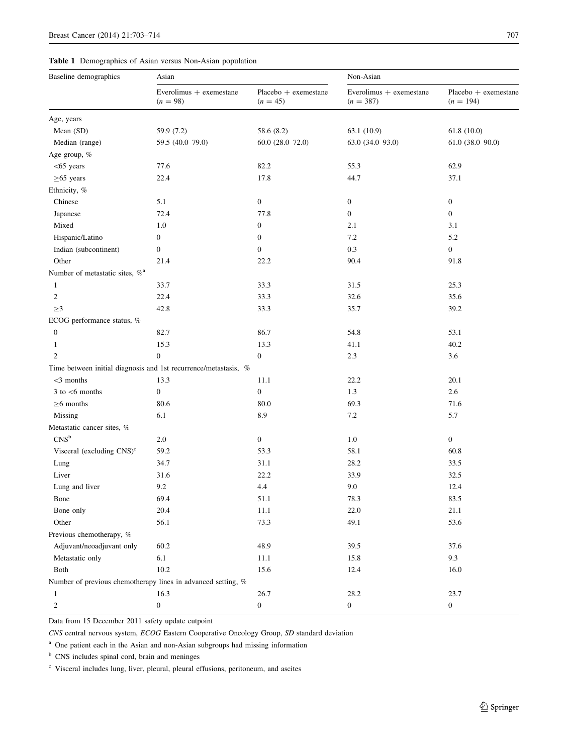**Table 1** Demographics of Asian versus Non-Asian population

| Baseline demographics | Asian | | Non-Asian | |
|---|---|---|---|---|
| | Everolimus + exemestane (*n* = 98) | Placebo + exemestane (*n* = 45) | Everolimus + exemestane (*n* = 387) | Placebo + exemestane (*n* = 194) |
| Age, years | | | | |
| Mean (SD) | 59.9 (7.2) | 58.6 (8.2) | 63.1 (10.9) | 61.8 (10.0) |
| Median (range) | 59.5 (40.0–79.0) | 60.0 (28.0–72.0) | 63.0 (34.0–93.0) | 61.0 (38.0–90.0) |
| Age group, % | | | | |
| <65 years | 77.6 | 82.2 | 55.3 | 62.9 |
| ≥65 years | 22.4 | 17.8 | 44.7 | 37.1 |
| Ethnicity, % | | | | |
| Chinese | 5.1 | 0 | 0 | 0 |
| Japanese | 72.4 | 77.8 | 0 | 0 |
| Mixed | 1.0 | 0 | 2.1 | 3.1 |
| Hispanic/Latino | 0 | 0 | 7.2 | 5.2 |
| Indian (subcontinent) | 0 | 0 | 0.3 | 0 |
| Other | 21.4 | 22.2 | 90.4 | 91.8 |
| Number of metastatic sites, %[a] | | | | |
| 1 | 33.7 | 33.3 | 31.5 | 25.3 |
| 2 | 22.4 | 33.3 | 32.6 | 35.6 |
| ≥3 | 42.8 | 33.3 | 35.7 | 39.2 |
| ECOG performance status, % | | | | |
| 0 | 82.7 | 86.7 | 54.8 | 53.1 |
| 1 | 15.3 | 13.3 | 41.1 | 40.2 |
| 2 | 0 | 0 | 2.3 | 3.6 |
| Time between initial diagnosis and 1st recurrence/metastasis, % | | | | |
| <3 months | 13.3 | 11.1 | 22.2 | 20.1 |
| 3 to <6 months | 0 | 0 | 1.3 | 2.6 |
| ≥6 months | 80.6 | 80.0 | 69.3 | 71.6 |
| Missing | 6.1 | 8.9 | 7.2 | 5.7 |
| Metastatic cancer sites, % | | | | |
| CNS[b] | 2.0 | 0 | 1.0 | 0 |
| Visceral (excluding CNS)[c] | 59.2 | 53.3 | 58.1 | 60.8 |
| Lung | 34.7 | 31.1 | 28.2 | 33.5 |
| Liver | 31.6 | 22.2 | 33.9 | 32.5 |
| Lung and liver | 9.2 | 4.4 | 9.0 | 12.4 |
| Bone | 69.4 | 51.1 | 78.3 | 83.5 |
| Bone only | 20.4 | 11.1 | 22.0 | 21.1 |
| Other | 56.1 | 73.3 | 49.1 | 53.6 |
| Previous chemotherapy, % | | | | |
| Adjuvant/neoadjuvant only | 60.2 | 48.9 | 39.5 | 37.6 |
| Metastatic only | 6.1 | 11.1 | 15.8 | 9.3 |
| Both | 10.2 | 15.6 | 12.4 | 16.0 |
| Number of previous chemotherapy lines in advanced setting, % | | | | |
| 1 | 16.3 | 26.7 | 28.2 | 23.7 |
| 2 | 0 | 0 | 0 | 0 |

Data from 15 December 2011 safety update cutpoint

*CNS* central nervous system, *ECOG* Eastern Cooperative Oncology Group, *SD* standard deviation

[a] One patient each in the Asian and non-Asian subgroups had missing information

[b] CNS includes spinal cord, brain and meninges

[c] Visceral includes lung, liver, pleural, pleural effusions, peritoneum, and ascites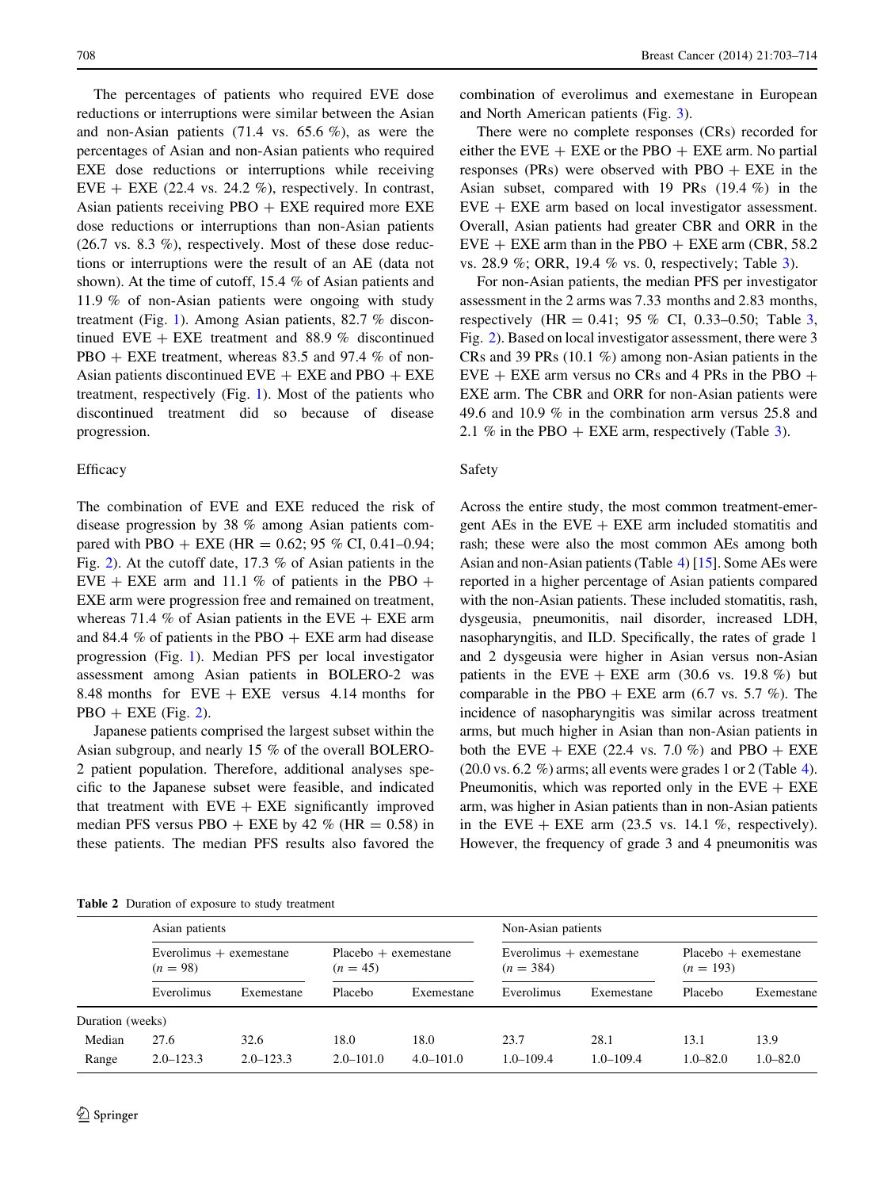The percentages of patients who required EVE dose reductions or interruptions were similar between the Asian and non-Asian patients (71.4 vs. 65.6 %), as were the percentages of Asian and non-Asian patients who required EXE dose reductions or interruptions while receiving EVE + EXE (22.4 vs. 24.2 %), respectively. In contrast, Asian patients receiving PBO + EXE required more EXE dose reductions or interruptions than non-Asian patients (26.7 vs. 8.3 %), respectively. Most of these dose reductions or interruptions were the result of an AE (data not shown). At the time of cutoff, 15.4 % of Asian patients and 11.9 % of non-Asian patients were ongoing with study treatment (Fig. 1). Among Asian patients, 82.7 % discontinued EVE + EXE treatment and 88.9 % discontinued PBO + EXE treatment, whereas 83.5 and 97.4 % of non-Asian patients discontinued EVE + EXE and PBO + EXE treatment, respectively (Fig. 1). Most of the patients who discontinued treatment did so because of disease progression.

### Efficacy

The combination of EVE and EXE reduced the risk of disease progression by 38 % among Asian patients compared with PBO + EXE (HR = 0.62; 95 % CI, 0.41–0.94; Fig. 2). At the cutoff date, 17.3 % of Asian patients in the EVE + EXE arm and 11.1 % of patients in the PBO + EXE arm were progression free and remained on treatment, whereas 71.4 % of Asian patients in the EVE + EXE arm and 84.4 % of patients in the PBO + EXE arm had disease progression (Fig. 1). Median PFS per local investigator assessment among Asian patients in BOLERO-2 was 8.48 months for EVE + EXE versus 4.14 months for PBO + EXE (Fig. 2).

Japanese patients comprised the largest subset within the Asian subgroup, and nearly 15 % of the overall BOLERO-2 patient population. Therefore, additional analyses specific to the Japanese subset were feasible, and indicated that treatment with EVE + EXE significantly improved median PFS versus PBO + EXE by 42 % (HR = 0.58) in these patients. The median PFS results also favored the combination of everolimus and exemestane in European and North American patients (Fig. 3).

There were no complete responses (CRs) recorded for either the EVE + EXE or the PBO + EXE arm. No partial responses (PRs) were observed with PBO + EXE in the Asian subset, compared with 19 PRs (19.4 %) in the EVE + EXE arm based on local investigator assessment. Overall, Asian patients had greater CBR and ORR in the EVE + EXE arm than in the PBO + EXE arm (CBR, 58.2 vs. 28.9 %; ORR, 19.4 % vs. 0, respectively; Table 3).

For non-Asian patients, the median PFS per investigator assessment in the 2 arms was 7.33 months and 2.83 months, respectively (HR = 0.41; 95 % CI, 0.33–0.50; Table 3, Fig. 2). Based on local investigator assessment, there were 3 CRs and 39 PRs (10.1 %) among non-Asian patients in the EVE + EXE arm versus no CRs and 4 PRs in the PBO + EXE arm. The CBR and ORR for non-Asian patients were 49.6 and 10.9 % in the combination arm versus 25.8 and 2.1 % in the PBO + EXE arm, respectively (Table 3).

### Safety

Across the entire study, the most common treatment-emergent AEs in the EVE + EXE arm included stomatitis and rash; these were also the most common AEs among both Asian and non-Asian patients (Table 4) [15]. Some AEs were reported in a higher percentage of Asian patients compared with the non-Asian patients. These included stomatitis, rash, dysgeusia, pneumonitis, nail disorder, increased LDH, nasopharyngitis, and ILD. Specifically, the rates of grade 1 and 2 dysgeusia were higher in Asian versus non-Asian patients in the EVE + EXE arm (30.6 vs. 19.8 %) but comparable in the PBO + EXE arm (6.7 vs. 5.7 %). The incidence of nasopharyngitis was similar across treatment arms, but much higher in Asian than non-Asian patients in both the EVE + EXE (22.4 vs. 7.0 %) and PBO + EXE (20.0 vs. 6.2 %) arms; all events were grades 1 or 2 (Table 4). Pneumonitis, which was reported only in the EVE + EXE arm, was higher in Asian patients than in non-Asian patients in the EVE + EXE arm (23.5 vs. 14.1 %, respectively). However, the frequency of grade 3 and 4 pneumonitis was

**Table 2** Duration of exposure to study treatment

| | Asian patients | | | | Non-Asian patients | | | |
|---|---|---|---|---|---|---|---|---|
| | Everolimus + exemestane ($n$ = 98) | | Placebo + exemestane ($n$ = 45) | | Everolimus + exemestane ($n$ = 384) | | Placebo + exemestane ($n$ = 193) | |
| | Everolimus | Exemestane | Placebo | Exemestane | Everolimus | Exemestane | Placebo | Exemestane |
| Duration (weeks) | | | | | | | | |
| Median | 27.6 | 32.6 | 18.0 | 18.0 | 23.7 | 28.1 | 13.1 | 13.9 |
| Range | 2.0–123.3 | 2.0–123.3 | 2.0–101.0 | 4.0–101.0 | 1.0–109.4 | 1.0–109.4 | 1.0–82.0 | 1.0–82.0 |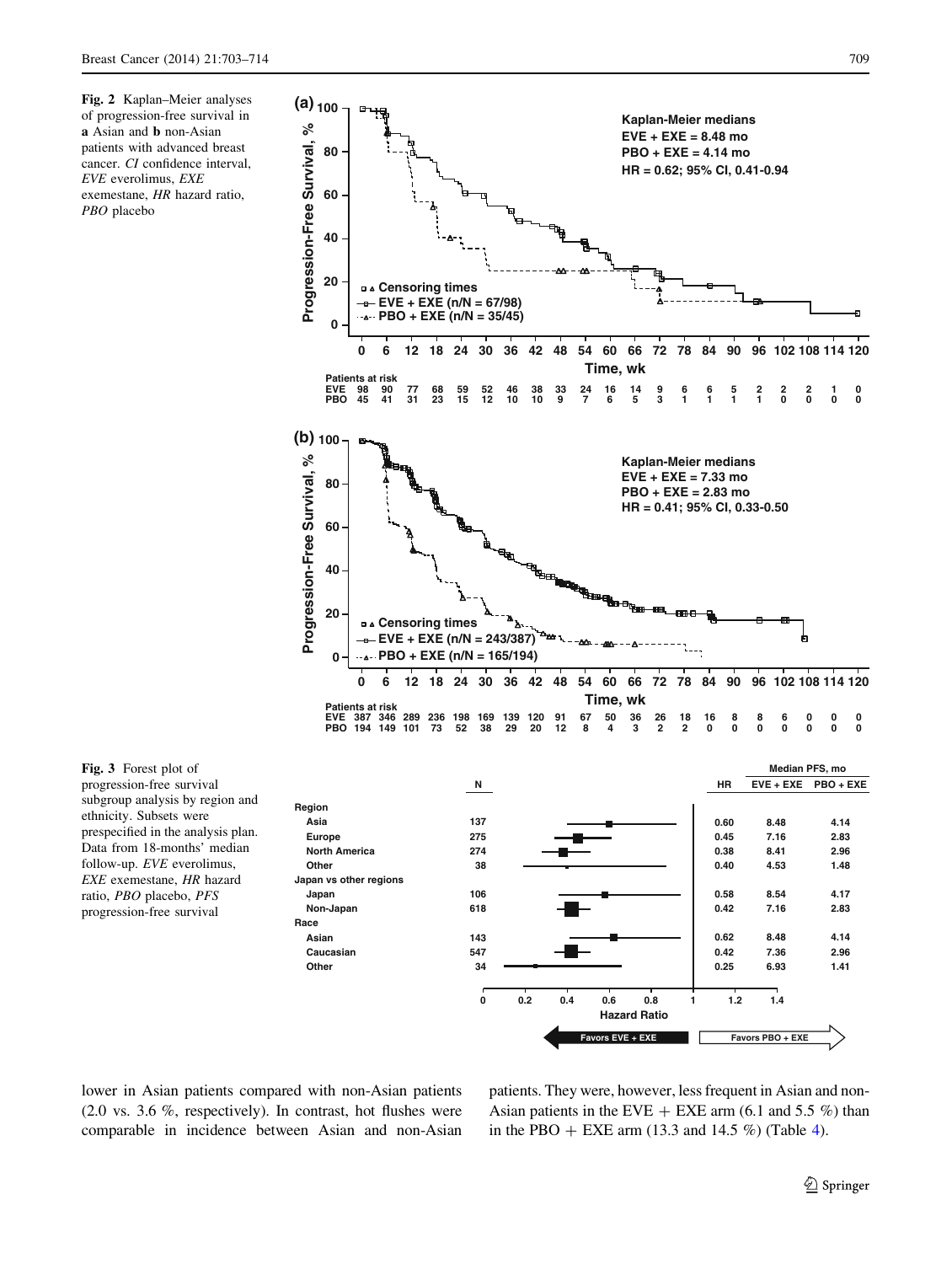Fig. 2 Kaplan–Meier analyses of progression-free survival in **a** Asian and **b** non-Asian patients with advanced breast cancer. *CI* confidence interval, *EVE* everolimus, *EXE* exemestane, *HR* hazard ratio, *PBO* placebo

Fig. 3 Forest plot of progression-free survival subgroup analysis by region and ethnicity. Subsets were prespecified in the analysis plan. Data from 18-months' median follow-up. *EVE* everolimus, *EXE* exemestane, *HR* hazard ratio, *PBO* placebo, *PFS* progression-free survival

lower in Asian patients compared with non-Asian patients (2.0 vs. 3.6 %, respectively). In contrast, hot flushes were comparable in incidence between Asian and non-Asian patients. They were, however, less frequent in Asian and non-Asian patients in the EVE + EXE arm (6.1 and 5.5 %) than in the PBO + EXE arm (13.3 and 14.5 %) (Table 4).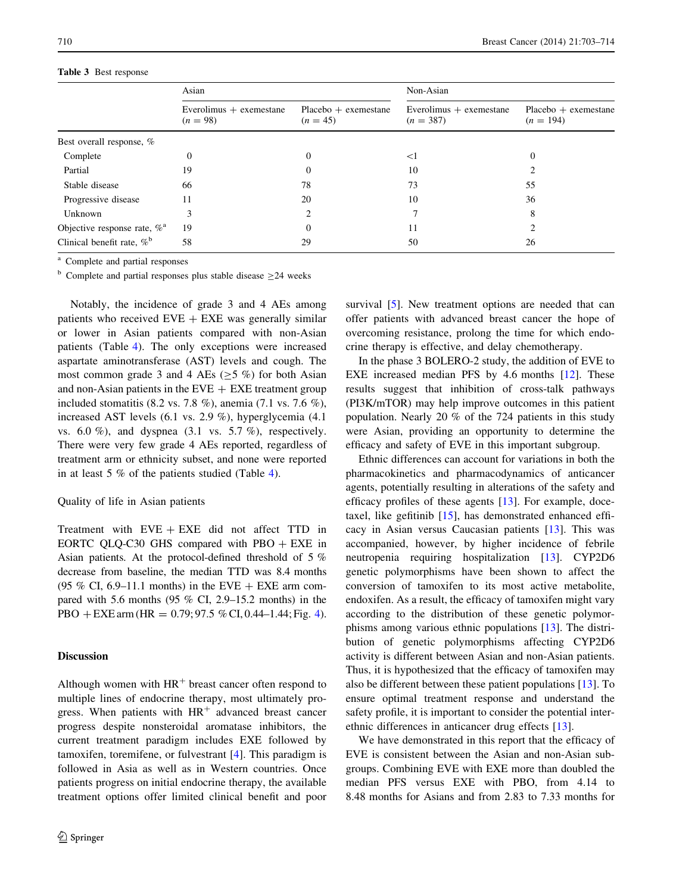Table 3 Best response

| | Asian | | Non-Asian | |
|---|---|---|---|---|
| | Everolimus + exemestane ($n = 98$) | Placebo + exemestane ($n = 45$) | Everolimus + exemestane ($n = 387$) | Placebo + exemestane ($n = 194$) |
| Best overall response, % | | | | |
| Complete | 0 | 0 | <1 | 0 |
| Partial | 19 | 0 | 10 | 2 |
| Stable disease | 66 | 78 | 73 | 55 |
| Progressive disease | 11 | 20 | 10 | 36 |
| Unknown | 3 | 2 | 7 | 8 |
| Objective response rate, %[a] | 19 | 0 | 11 | 2 |
| Clinical benefit rate, %[b] | 58 | 29 | 50 | 26 |

[a] Complete and partial responses

[b] Complete and partial responses plus stable disease ≥24 weeks

Notably, the incidence of grade 3 and 4 AEs among patients who received EVE + EXE was generally similar or lower in Asian patients compared with non-Asian patients (Table 4). The only exceptions were increased aspartate aminotransferase (AST) levels and cough. The most common grade 3 and 4 AEs (≥5 %) for both Asian and non-Asian patients in the EVE + EXE treatment group included stomatitis (8.2 vs. 7.8 %), anemia (7.1 vs. 7.6 %), increased AST levels (6.1 vs. 2.9 %), hyperglycemia (4.1 vs. 6.0 %), and dyspnea (3.1 vs. 5.7 %), respectively. There were very few grade 4 AEs reported, regardless of treatment arm or ethnicity subset, and none were reported in at least 5 % of the patients studied (Table 4).

### Quality of life in Asian patients

Treatment with EVE + EXE did not affect TTD in EORTC QLQ-C30 GHS compared with PBO + EXE in Asian patients. At the protocol-defined threshold of 5 % decrease from baseline, the median TTD was 8.4 months (95 % CI, 6.9–11.1 months) in the EVE + EXE arm compared with 5.6 months (95 % CI, 2.9–15.2 months) in the PBO + EXE arm (HR = 0.79; 97.5 % CI, 0.44–1.44; Fig. 4).

## Discussion

Although women with HR$^+$ breast cancer often respond to multiple lines of endocrine therapy, most ultimately progress. When patients with HR$^+$ advanced breast cancer progress despite nonsteroidal aromatase inhibitors, the current treatment paradigm includes EXE followed by tamoxifen, toremifene, or fulvestrant [4]. This paradigm is followed in Asia as well as in Western countries. Once patients progress on initial endocrine therapy, the available treatment options offer limited clinical benefit and poor survival [5]. New treatment options are needed that can offer patients with advanced breast cancer the hope of overcoming resistance, prolong the time for which endocrine therapy is effective, and delay chemotherapy.

In the phase 3 BOLERO-2 study, the addition of EVE to EXE increased median PFS by 4.6 months [12]. These results suggest that inhibition of cross-talk pathways (PI3K/mTOR) may help improve outcomes in this patient population. Nearly 20 % of the 724 patients in this study were Asian, providing an opportunity to determine the efficacy and safety of EVE in this important subgroup.

Ethnic differences can account for variations in both the pharmacokinetics and pharmacodynamics of anticancer agents, potentially resulting in alterations of the safety and efficacy profiles of these agents [13]. For example, docetaxel, like gefitinib [15], has demonstrated enhanced efficacy in Asian versus Caucasian patients [13]. This was accompanied, however, by higher incidence of febrile neutropenia requiring hospitalization [13]. CYP2D6 genetic polymorphisms have been shown to affect the conversion of tamoxifen to its most active metabolite, endoxifen. As a result, the efficacy of tamoxifen might vary according to the distribution of these genetic polymorphisms among various ethnic populations [13]. The distribution of genetic polymorphisms affecting CYP2D6 activity is different between Asian and non-Asian patients. Thus, it is hypothesized that the efficacy of tamoxifen may also be different between these patient populations [13]. To ensure optimal treatment response and understand the safety profile, it is important to consider the potential interethnic differences in anticancer drug effects [13].

We have demonstrated in this report that the efficacy of EVE is consistent between the Asian and non-Asian subgroups. Combining EVE with EXE more than doubled the median PFS versus EXE with PBO, from 4.14 to 8.48 months for Asians and from 2.83 to 7.33 months for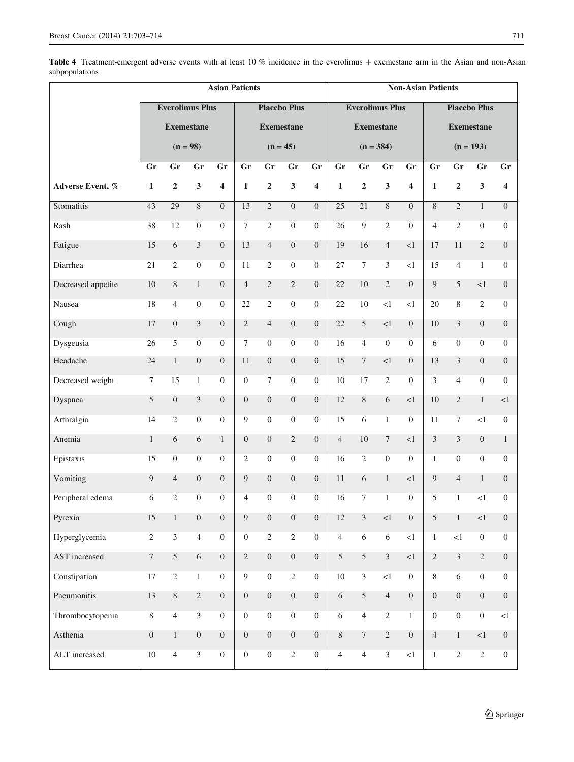**Table 4** Treatment-emergent adverse events with at least 10 % incidence in the everolimus + exemestane arm in the Asian and non-Asian subpopulations

| | Asian Patients | | | | | | | | Non-Asian Patients | | | | | | | |
|---|---|---|---|---|---|---|---|---|---|---|---|---|---|---|---|---|
| | Everolimus Plus Exemestane (n = 98) | | | | Placebo Plus Exemestane (n = 45) | | | | Everolimus Plus Exemestane (n = 384) | | | | Placebo Plus Exemestane (n = 193) | | | |
| Adverse Event, % | Gr 1 | Gr 2 | Gr 3 | Gr 4 | Gr 1 | Gr 2 | Gr 3 | Gr 4 | Gr 1 | Gr 2 | Gr 3 | Gr 4 | Gr 1 | Gr 2 | Gr 3 | Gr 4 |
| Stomatitis | 43 | 29 | 8 | 0 | 13 | 2 | 0 | 0 | 25 | 21 | 8 | 0 | 8 | 2 | 1 | 0 |
| Rash | 38 | 12 | 0 | 0 | 7 | 2 | 0 | 0 | 26 | 9 | 2 | 0 | 4 | 2 | 0 | 0 |
| Fatigue | 15 | 6 | 3 | 0 | 13 | 4 | 0 | 0 | 19 | 16 | 4 | <1 | 17 | 11 | 2 | 0 |
| Diarrhea | 21 | 2 | 0 | 0 | 11 | 2 | 0 | 0 | 27 | 7 | 3 | <1 | 15 | 4 | 1 | 0 |
| Decreased appetite | 10 | 8 | 1 | 0 | 4 | 2 | 2 | 0 | 22 | 10 | 2 | 0 | 9 | 5 | <1 | 0 |
| Nausea | 18 | 4 | 0 | 0 | 22 | 2 | 0 | 0 | 22 | 10 | <1 | <1 | 20 | 8 | 2 | 0 |
| Cough | 17 | 0 | 3 | 0 | 2 | 4 | 0 | 0 | 22 | 5 | <1 | 0 | 10 | 3 | 0 | 0 |
| Dysgeusia | 26 | 5 | 0 | 0 | 7 | 0 | 0 | 0 | 16 | 4 | 0 | 0 | 6 | 0 | 0 | 0 |
| Headache | 24 | 1 | 0 | 0 | 11 | 0 | 0 | 0 | 15 | 7 | <1 | 0 | 13 | 3 | 0 | 0 |
| Decreased weight | 7 | 15 | 1 | 0 | 0 | 7 | 0 | 0 | 10 | 17 | 2 | 0 | 3 | 4 | 0 | 0 |
| Dyspnea | 5 | 0 | 3 | 0 | 0 | 0 | 0 | 0 | 12 | 8 | 6 | <1 | 10 | 2 | 1 | <1 |
| Arthralgia | 14 | 2 | 0 | 0 | 9 | 0 | 0 | 0 | 15 | 6 | 1 | 0 | 11 | 7 | <1 | 0 |
| Anemia | 1 | 6 | 6 | 1 | 0 | 0 | 2 | 0 | 4 | 10 | 7 | <1 | 3 | 3 | 0 | 1 |
| Epistaxis | 15 | 0 | 0 | 0 | 2 | 0 | 0 | 0 | 16 | 2 | 0 | 0 | 1 | 0 | 0 | 0 |
| Vomiting | 9 | 4 | 0 | 0 | 9 | 0 | 0 | 0 | 11 | 6 | 1 | <1 | 9 | 4 | 1 | 0 |
| Peripheral edema | 6 | 2 | 0 | 0 | 4 | 0 | 0 | 0 | 16 | 7 | 1 | 0 | 5 | 1 | <1 | 0 |
| Pyrexia | 15 | 1 | 0 | 0 | 9 | 0 | 0 | 0 | 12 | 3 | <1 | 0 | 5 | 1 | <1 | 0 |
| Hyperglycemia | 2 | 3 | 4 | 0 | 0 | 2 | 2 | 0 | 4 | 6 | 6 | <1 | 1 | <1 | 0 | 0 |
| AST increased | 7 | 5 | 6 | 0 | 2 | 0 | 0 | 0 | 5 | 5 | 3 | <1 | 2 | 3 | 2 | 0 |
| Constipation | 17 | 2 | 1 | 0 | 9 | 0 | 2 | 0 | 10 | 3 | <1 | 0 | 8 | 6 | 0 | 0 |
| Pneumonitis | 13 | 8 | 2 | 0 | 0 | 0 | 0 | 0 | 6 | 5 | 4 | 0 | 0 | 0 | 0 | 0 |
| Thrombocytopenia | 8 | 4 | 3 | 0 | 0 | 0 | 0 | 0 | 6 | 4 | 2 | 1 | 0 | 0 | 0 | <1 |
| Asthenia | 0 | 1 | 0 | 0 | 0 | 0 | 0 | 0 | 8 | 7 | 2 | 0 | 4 | 1 | <1 | 0 |
| ALT increased | 10 | 4 | 3 | 0 | 0 | 0 | 2 | 0 | 4 | 4 | 3 | <1 | 1 | 2 | 2 | 0 |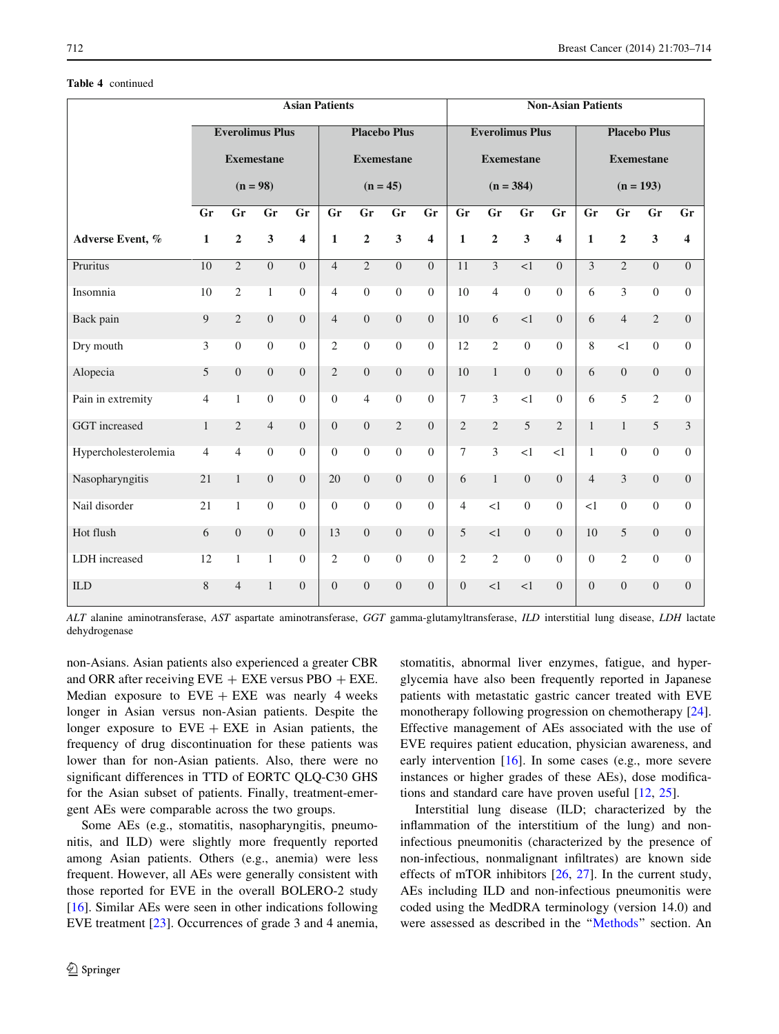**Table 4** continued

| Adverse Event, % | Asian Patients | | | | | | | | Non-Asian Patients | | | | | | | |
|---|---|---|---|---|---|---|---|---|---|---|---|---|---|---|---|---|
| | Everolimus Plus Exemestane (n = 98) | | | | Placebo Plus Exemestane (n = 45) | | | | Everolimus Plus Exemestane (n = 384) | | | | Placebo Plus Exemestane (n = 193) | | | |
| | Gr 1 | Gr 2 | Gr 3 | Gr 4 | Gr 1 | Gr 2 | Gr 3 | Gr 4 | Gr 1 | Gr 2 | Gr 3 | Gr 4 | Gr 1 | Gr 2 | Gr 3 | Gr 4 |
| Pruritus | 10 | 2 | 0 | 0 | 4 | 2 | 0 | 0 | 11 | 3 | <1 | 0 | 3 | 2 | 0 | 0 |
| Insomnia | 10 | 2 | 1 | 0 | 4 | 0 | 0 | 0 | 10 | 4 | 0 | 0 | 6 | 3 | 0 | 0 |
| Back pain | 9 | 2 | 0 | 0 | 4 | 0 | 0 | 0 | 10 | 6 | <1 | 0 | 6 | 4 | 2 | 0 |
| Dry mouth | 3 | 0 | 0 | 0 | 2 | 0 | 0 | 0 | 12 | 2 | 0 | 0 | 8 | <1 | 0 | 0 |
| Alopecia | 5 | 0 | 0 | 0 | 2 | 0 | 0 | 0 | 10 | 1 | 0 | 0 | 6 | 0 | 0 | 0 |
| Pain in extremity | 4 | 1 | 0 | 0 | 0 | 4 | 0 | 0 | 7 | 3 | <1 | 0 | 6 | 5 | 2 | 0 |
| GGT increased | 1 | 2 | 4 | 0 | 0 | 0 | 2 | 0 | 2 | 2 | 5 | 2 | 1 | 1 | 5 | 3 |
| Hypercholesterolemia | 4 | 4 | 0 | 0 | 0 | 0 | 0 | 0 | 7 | 3 | <1 | <1 | 1 | 0 | 0 | 0 |
| Nasopharyngitis | 21 | 1 | 0 | 0 | 20 | 0 | 0 | 0 | 6 | 1 | 0 | 0 | 4 | 3 | 0 | 0 |
| Nail disorder | 21 | 1 | 0 | 0 | 0 | 0 | 0 | 0 | 4 | <1 | 0 | 0 | <1 | 0 | 0 | 0 |
| Hot flush | 6 | 0 | 0 | 0 | 13 | 0 | 0 | 0 | 5 | <1 | 0 | 0 | 10 | 5 | 0 | 0 |
| LDH increased | 12 | 1 | 1 | 0 | 2 | 0 | 0 | 0 | 2 | 2 | 0 | 0 | 0 | 2 | 0 | 0 |
| ILD | 8 | 4 | 1 | 0 | 0 | 0 | 0 | 0 | 0 | <1 | <1 | 0 | 0 | 0 | 0 | 0 |

*ALT* alanine aminotransferase, *AST* aspartate aminotransferase, *GGT* gamma-glutamyltransferase, *ILD* interstitial lung disease, *LDH* lactate dehydrogenase

non-Asians. Asian patients also experienced a greater CBR and ORR after receiving EVE + EXE versus PBO + EXE. Median exposure to EVE + EXE was nearly 4 weeks longer in Asian versus non-Asian patients. Despite the longer exposure to EVE + EXE in Asian patients, the frequency of drug discontinuation for these patients was lower than for non-Asian patients. Also, there were no significant differences in TTD of EORTC QLQ-C30 GHS for the Asian subset of patients. Finally, treatment-emergent AEs were comparable across the two groups.

Some AEs (e.g., stomatitis, nasopharyngitis, pneumonitis, and ILD) were slightly more frequently reported among Asian patients. Others (e.g., anemia) were less frequent. However, all AEs were generally consistent with those reported for EVE in the overall BOLERO-2 study [16]. Similar AEs were seen in other indications following EVE treatment [23]. Occurrences of grade 3 and 4 anemia, stomatitis, abnormal liver enzymes, fatigue, and hyperglycemia have also been frequently reported in Japanese patients with metastatic gastric cancer treated with EVE monotherapy following progression on chemotherapy [24]. Effective management of AEs associated with the use of EVE requires patient education, physician awareness, and early intervention [16]. In some cases (e.g., more severe instances or higher grades of these AEs), dose modifications and standard care have proven useful [12, 25].

Interstitial lung disease (ILD; characterized by the inflammation of the interstitium of the lung) and non-infectious pneumonitis (characterized by the presence of non-infectious, nonmalignant infiltrates) are known side effects of mTOR inhibitors [26, 27]. In the current study, AEs including ILD and non-infectious pneumonitis were coded using the MedDRA terminology (version 14.0) and were assessed as described in the "Methods" section. An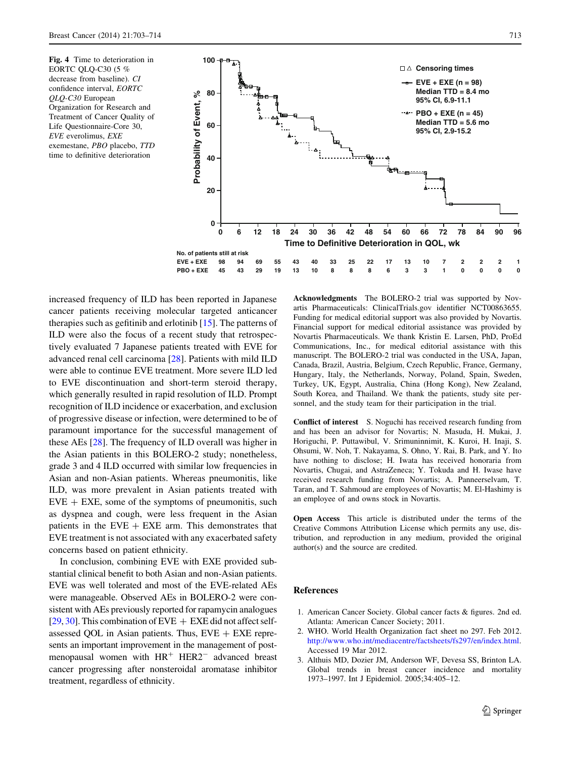**Fig. 4** Time to deterioration in EORTC QLQ-C30 (5 % decrease from baseline). *CI* confidence interval, *EORTC QLQ-C30* European Organization for Research and Treatment of Cancer Quality of Life Questionnaire-Core 30, *EVE* everolimus, *EXE* exemestane, *PBO* placebo, *TTD* time to definitive deterioration

| No. of patients still at risk | 0 | 6 | 12 | 18 | 24 | 30 | 36 | 42 | 48 | 54 | 60 | 66 | 72 | 78 | 84 | 90 | 96 |
|---|---|---|---|---|---|---|---|---|---|---|---|---|---|---|---|---|---|
| EVE + EXE | 98 | 94 | 69 | 55 | 43 | 40 | 33 | 25 | 22 | 17 | 13 | 10 | 7 | 2 | 2 | 2 | 1 |
| PBO + EXE | 45 | 43 | 29 | 19 | 13 | 10 | 8 | 8 | 8 | 6 | 3 | 3 | 1 | 0 | 0 | 0 | 0 |

EVE + EXE (n = 98) Median TTD = 8.4 mo 95% CI, 6.9-11.1; PBO + EXE (n = 45) Median TTD = 5.6 mo 95% CI, 2.9-15.2

increased frequency of ILD has been reported in Japanese cancer patients receiving molecular targeted anticancer therapies such as gefitinib and erlotinib [15]. The patterns of ILD were also the focus of a recent study that retrospectively evaluated 7 Japanese patients treated with EVE for advanced renal cell carcinoma [28]. Patients with mild ILD were able to continue EVE treatment. More severe ILD led to EVE discontinuation and short-term steroid therapy, which generally resulted in rapid resolution of ILD. Prompt recognition of ILD incidence or exacerbation, and exclusion of progressive disease or infection, were determined to be of paramount importance for the successful management of these AEs [28]. The frequency of ILD overall was higher in the Asian patients in this BOLERO-2 study; nonetheless, grade 3 and 4 ILD occurred with similar low frequencies in Asian and non-Asian patients. Whereas pneumonitis, like ILD, was more prevalent in Asian patients treated with EVE + EXE, some of the symptoms of pneumonitis, such as dyspnea and cough, were less frequent in the Asian patients in the EVE + EXE arm. This demonstrates that EVE treatment is not associated with any exacerbated safety concerns based on patient ethnicity.

In conclusion, combining EVE with EXE provided substantial clinical benefit to both Asian and non-Asian patients. EVE was well tolerated and most of the EVE-related AEs were manageable. Observed AEs in BOLERO-2 were consistent with AEs previously reported for rapamycin analogues [29, 30]. This combination of EVE + EXE did not affect self-assessed QOL in Asian patients. Thus, EVE + EXE represents an important improvement in the management of postmenopausal women with $HR^+$ $HER2^-$ advanced breast cancer progressing after nonsteroidal aromatase inhibitor treatment, regardless of ethnicity.

**Acknowledgments** The BOLERO-2 trial was supported by Novartis Pharmaceuticals: ClinicalTrials.gov identifier NCT00863655. Funding for medical editorial support was also provided by Novartis. Financial support for medical editorial assistance was provided by Novartis Pharmaceuticals. We thank Kristin E. Larsen, PhD, ProEd Communications, Inc., for medical editorial assistance with this manuscript. The BOLERO-2 trial was conducted in the USA, Japan, Canada, Brazil, Austria, Belgium, Czech Republic, France, Germany, Hungary, Italy, the Netherlands, Norway, Poland, Spain, Sweden, Turkey, UK, Egypt, Australia, China (Hong Kong), New Zealand, South Korea, and Thailand. We thank the patients, study site personnel, and the study team for their participation in the trial.

**Conflict of interest** S. Noguchi has received research funding from and has been an advisor for Novartis; N. Masuda, H. Mukai, J. Horiguchi, P. Puttawibul, V. Srimuninnimit, K. Kuroi, H. Inaji, S. Ohsumi, W. Noh, T. Nakayama, S. Ohno, Y. Rai, B. Park, and Y. Ito have nothing to disclose; H. Iwata has received honoraria from Novartis, Chugai, and AstraZeneca; Y. Tokuda and H. Iwase have received research funding from Novartis; A. Panneerselvam, T. Taran, and T. Sahmoud are employees of Novartis; M. El-Hashimy is an employee of and owns stock in Novartis.

**Open Access** This article is distributed under the terms of the Creative Commons Attribution License which permits any use, distribution, and reproduction in any medium, provided the original author(s) and the source are credited.

## References

1. American Cancer Society. Global cancer facts & figures. 2nd ed. Atlanta: American Cancer Society; 2011.
2. WHO. World Health Organization fact sheet no 297. Feb 2012. http://www.who.int/mediacentre/factsheets/fs297/en/index.html. Accessed 19 Mar 2012.
3. Althuis MD, Dozier JM, Anderson WF, Devesa SS, Brinton LA. Global trends in breast cancer incidence and mortality 1973–1997. Int J Epidemiol. 2005;34:405–12.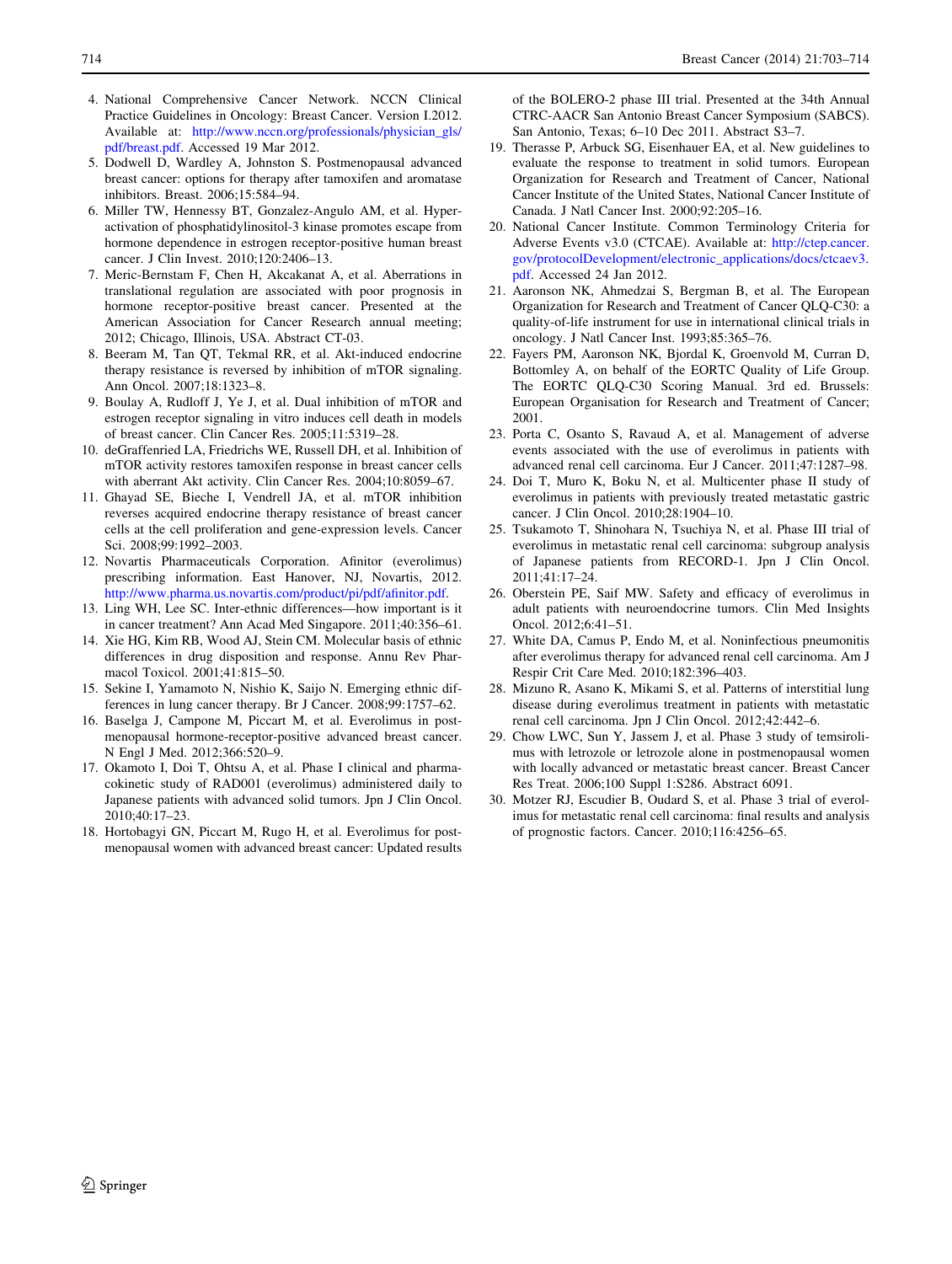4. National Comprehensive Cancer Network. NCCN Clinical Practice Guidelines in Oncology: Breast Cancer. Version I.2012. Available at: http://www.nccn.org/professionals/physician_gls/pdf/breast.pdf. Accessed 19 Mar 2012.
5. Dodwell D, Wardley A, Johnston S. Postmenopausal advanced breast cancer: options for therapy after tamoxifen and aromatase inhibitors. Breast. 2006;15:584–94.
6. Miller TW, Hennessy BT, Gonzalez-Angulo AM, et al. Hyperactivation of phosphatidylinositol-3 kinase promotes escape from hormone dependence in estrogen receptor-positive human breast cancer. J Clin Invest. 2010;120:2406–13.
7. Meric-Bernstam F, Chen H, Akcakanat A, et al. Aberrations in translational regulation are associated with poor prognosis in hormone receptor-positive breast cancer. Presented at the American Association for Cancer Research annual meeting; 2012; Chicago, Illinois, USA. Abstract CT-03.
8. Beeram M, Tan QT, Tekmal RR, et al. Akt-induced endocrine therapy resistance is reversed by inhibition of mTOR signaling. Ann Oncol. 2007;18:1323–8.
9. Boulay A, Rudloff J, Ye J, et al. Dual inhibition of mTOR and estrogen receptor signaling in vitro induces cell death in models of breast cancer. Clin Cancer Res. 2005;11:5319–28.
10. deGraffenried LA, Friedrichs WE, Russell DH, et al. Inhibition of mTOR activity restores tamoxifen response in breast cancer cells with aberrant Akt activity. Clin Cancer Res. 2004;10:8059–67.
11. Ghayad SE, Bieche I, Vendrell JA, et al. mTOR inhibition reverses acquired endocrine therapy resistance of breast cancer cells at the cell proliferation and gene-expression levels. Cancer Sci. 2008;99:1992–2003.
12. Novartis Pharmaceuticals Corporation. Afinitor (everolimus) prescribing information. East Hanover, NJ, Novartis, 2012. http://www.pharma.us.novartis.com/product/pi/pdf/afinitor.pdf.
13. Ling WH, Lee SC. Inter-ethnic differences—how important is it in cancer treatment? Ann Acad Med Singapore. 2011;40:356–61.
14. Xie HG, Kim RB, Wood AJ, Stein CM. Molecular basis of ethnic differences in drug disposition and response. Annu Rev Pharmacol Toxicol. 2001;41:815–50.
15. Sekine I, Yamamoto N, Nishio K, Saijo N. Emerging ethnic differences in lung cancer therapy. Br J Cancer. 2008;99:1757–62.
16. Baselga J, Campone M, Piccart M, et al. Everolimus in postmenopausal hormone-receptor-positive advanced breast cancer. N Engl J Med. 2012;366:520–9.
17. Okamoto I, Doi T, Ohtsu A, et al. Phase I clinical and pharmacokinetic study of RAD001 (everolimus) administered daily to Japanese patients with advanced solid tumors. Jpn J Clin Oncol. 2010;40:17–23.
18. Hortobagyi GN, Piccart M, Rugo H, et al. Everolimus for postmenopausal women with advanced breast cancer: Updated results of the BOLERO-2 phase III trial. Presented at the 34th Annual CTRC-AACR San Antonio Breast Cancer Symposium (SABCS). San Antonio, Texas; 6–10 Dec 2011. Abstract S3–7.
19. Therasse P, Arbuck SG, Eisenhauer EA, et al. New guidelines to evaluate the response to treatment in solid tumors. European Organization for Research and Treatment of Cancer, National Cancer Institute of the United States, National Cancer Institute of Canada. J Natl Cancer Inst. 2000;92:205–16.
20. National Cancer Institute. Common Terminology Criteria for Adverse Events v3.0 (CTCAE). Available at: http://ctep.cancer.gov/protocolDevelopment/electronic_applications/docs/ctcaev3.pdf. Accessed 24 Jan 2012.
21. Aaronson NK, Ahmedzai S, Bergman B, et al. The European Organization for Research and Treatment of Cancer QLQ-C30: a quality-of-life instrument for use in international clinical trials in oncology. J Natl Cancer Inst. 1993;85:365–76.
22. Fayers PM, Aaronson NK, Bjordal K, Groenvold M, Curran D, Bottomley A, on behalf of the EORTC Quality of Life Group. The EORTC QLQ-C30 Scoring Manual. 3rd ed. Brussels: European Organisation for Research and Treatment of Cancer; 2001.
23. Porta C, Osanto S, Ravaud A, et al. Management of adverse events associated with the use of everolimus in patients with advanced renal cell carcinoma. Eur J Cancer. 2011;47:1287–98.
24. Doi T, Muro K, Boku N, et al. Multicenter phase II study of everolimus in patients with previously treated metastatic gastric cancer. J Clin Oncol. 2010;28:1904–10.
25. Tsukamoto T, Shinohara N, Tsuchiya N, et al. Phase III trial of everolimus in metastatic renal cell carcinoma: subgroup analysis of Japanese patients from RECORD-1. Jpn J Clin Oncol. 2011;41:17–24.
26. Oberstein PE, Saif MW. Safety and efficacy of everolimus in adult patients with neuroendocrine tumors. Clin Med Insights Oncol. 2012;6:41–51.
27. White DA, Camus P, Endo M, et al. Noninfectious pneumonitis after everolimus therapy for advanced renal cell carcinoma. Am J Respir Crit Care Med. 2010;182:396–403.
28. Mizuno R, Asano K, Mikami S, et al. Patterns of interstitial lung disease during everolimus treatment in patients with metastatic renal cell carcinoma. Jpn J Clin Oncol. 2012;42:442–6.
29. Chow LWC, Sun Y, Jassem J, et al. Phase 3 study of temsirolimus with letrozole or letrozole alone in postmenopausal women with locally advanced or metastatic breast cancer. Breast Cancer Res Treat. 2006;100 Suppl 1:S286. Abstract 6091.
30. Motzer RJ, Escudier B, Oudard S, et al. Phase 3 trial of everolimus for metastatic renal cell carcinoma: final results and analysis of prognostic factors. Cancer. 2010;116:4256–65.